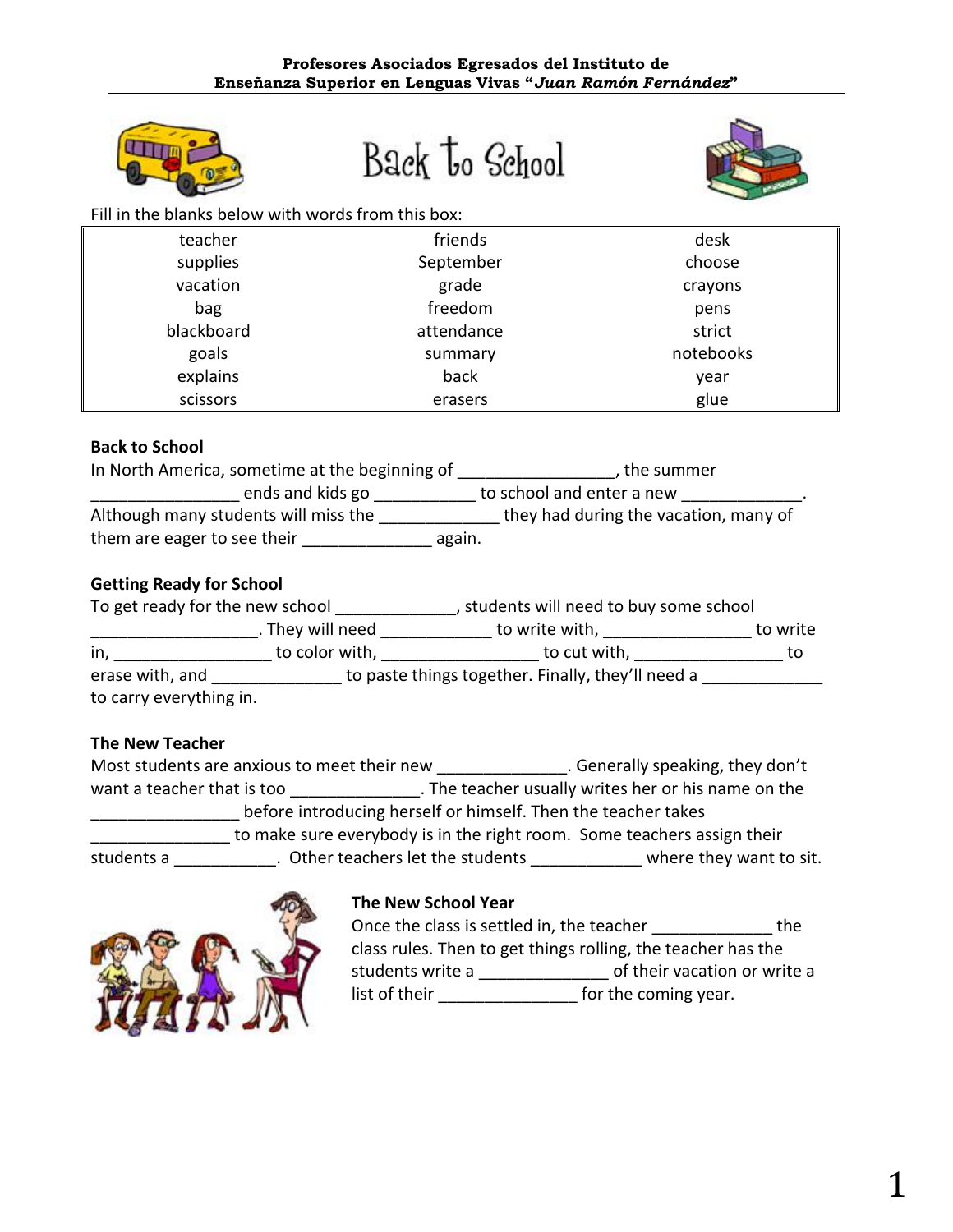**Profesores Asociados Egresados del Instituto de Enseñanza Superior en Lenguas Vivas "*Juan Ramón Fernández*"**

# Back to School

Fill in the blanks below with words from this box:

| | | |
|---|---|---|
| teacher | friends | desk |
| supplies | September | choose |
| vacation | grade | crayons |
| bag | freedom | pens |
| blackboard | attendance | strict |
| goals | summary | notebooks |
| explains | back | year |
| scissors | erasers | glue |

**Back to School**

In North America, sometimes at the beginning of ________________, the summer ________________ ends and kids go ___________ to school and enter a new _____________. Although many students will miss the _____________ they had during the vacation, many of them are eager to see their ______________ again.

**Getting Ready for School**

To get ready for the new school _____________, students will need to buy some school __________________. They will need ____________ to write with, ________________ to write in, ________________ to color with, ________________ to cut with, ________________ to erase with, and ______________ to paste things together. Finally, they'll need a _____________ to carry everything in.

**The New Teacher**

Most students are anxious to meet their new ______________. Generally speaking, they don't want a teacher that is too ______________. The teacher usually writes her or his name on the ________________ before introducing herself or himself. Then the teacher takes _______________ to make sure everybody is in the right room. Some teachers assign their students a ___________. Other teachers let the students ____________ where they want to sit.

**The New School Year**

Once the class is settled in, the teacher _____________ the class rules. Then to get things rolling, the teacher has the students write a ______________ of their vacation or write a list of their _______________ for the coming year.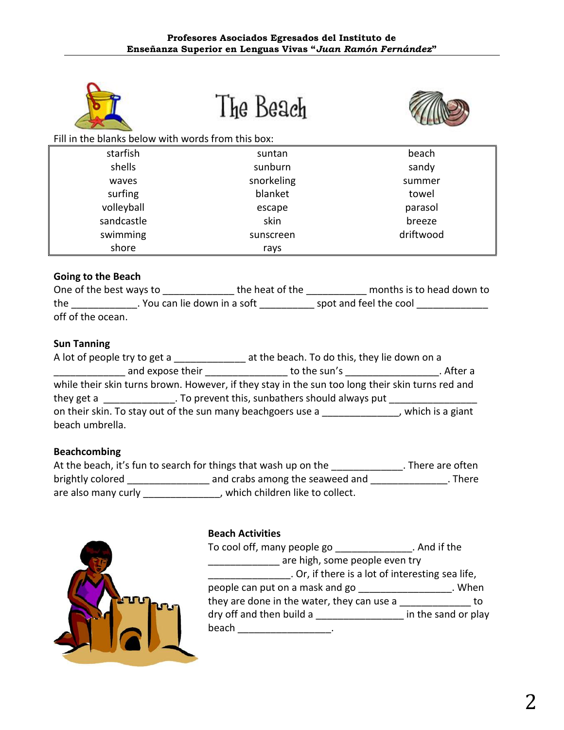# The Beach

Fill in the blanks below with words from this box:

| | | |
|---|---|---|
| starfish | suntan | beach |
| shells | sunburn | sandy |
| waves | snorkeling | summer |
| surfing | blanket | towel |
| volleyball | escape | parasol |
| sandcastle | skin | breeze |
| swimming | sunscreen | driftwood |
| shore | rays | |

**Going to the Beach**

One of the best ways to _____________ the heat of the ___________ months is to head down to the ____________. You can lie down in a soft __________ spot and feel the cool _____________ off of the ocean.

**Sun Tanning**

A lot of people try to get a _____________ at the beach. To do this, they lie down on a _____________ and expose their _______________ to the sun's _________________. After a while their skin turns brown. However, if they stay in the sun too long their skin turns red and they get a _____________. To prevent this, sunbathers should always put ________________ on their skin. To stay out of the sun many beachgoers use a ______________, which is a giant beach umbrella.

**Beachcombing**

At the beach, it's fun to search for things that wash up on the _____________. There are often brightly colored _______________ and crabs among the seaweed and ______________. There are also many curly ______________, which children like to collect.

**Beach Activities**

To cool off, many people go ______________. And if the _____________ are high, some people even try _______________. Or, if there is a lot of interesting sea life, people can put on a mask and go _________________. When they are done in the water, they can use a _____________ to dry off and then build a ________________ in the sand or play beach _________________.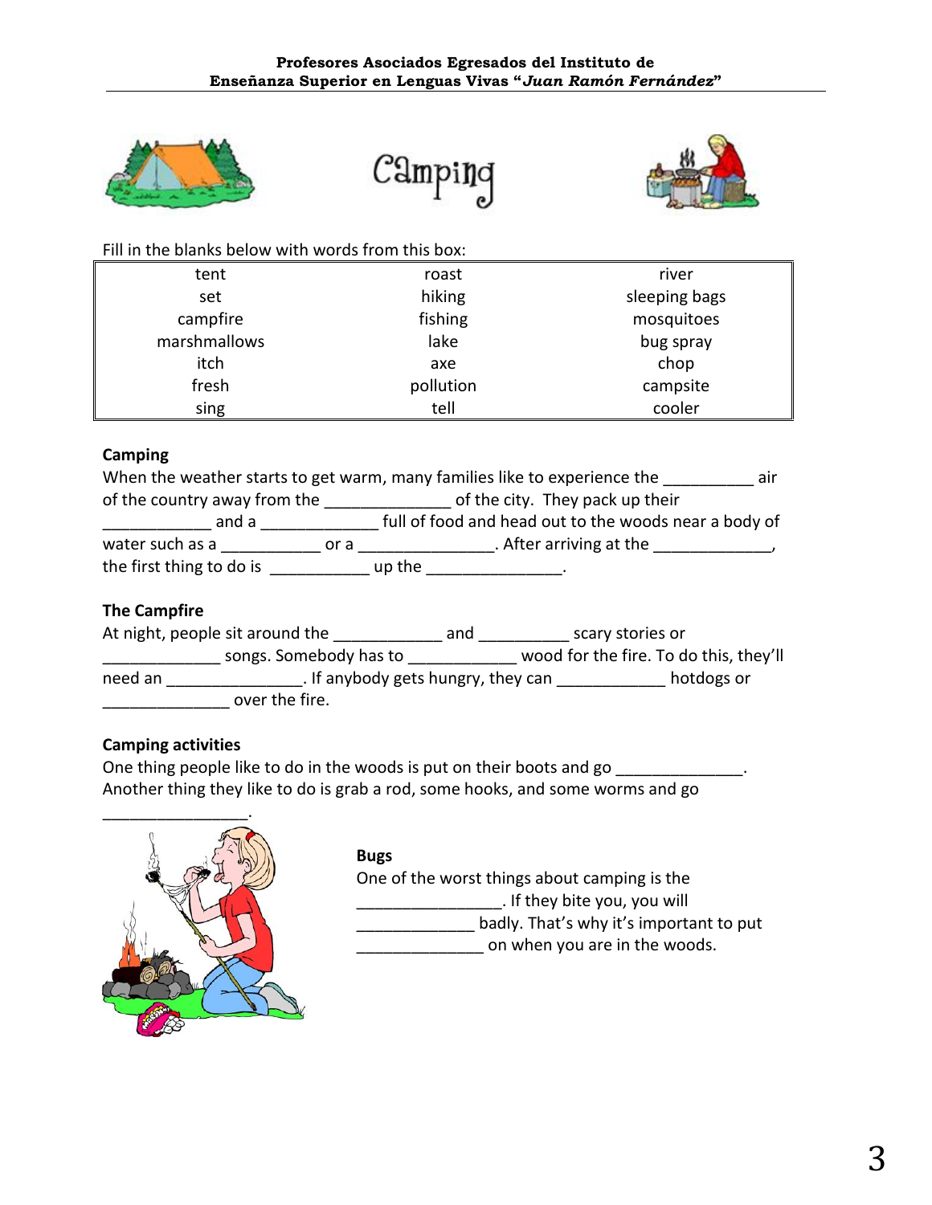# Camping

Fill in the blanks below with words from this box:

| | | |
|---|---|---|
| tent | roast | river |
| set | hiking | sleeping bags |
| campfire | fishing | mosquitoes |
| marshmallows | lake | bug spray |
| itch | axe | chop |
| fresh | pollution | campsite |
| sing | tell | cooler |

**Camping**

When the weather starts to get warm, many families like to experience the __________ air of the country away from the ______________ of the city. They pack up their ____________ and a _____________ full of food and head out to the woods near a body of water such as a ___________ or a _______________. After arriving at the _____________, the first thing to do is ___________ up the _______________.

**The Campfire**

At night, people sit around the ____________ and __________ scary stories or _____________ songs. Somebody has to ____________ wood for the fire. To do this, they'll need an _______________. If anybody gets hungry, they can ____________ hotdogs or ______________ over the fire.

**Camping activities**

One thing people like to do in the woods is put on their boots and go ______________. Another thing they like to do is grab a rod, some hooks, and some worms and go ________________.

**Bugs**

One of the worst things about camping is the ________________. If they bite you, you will _____________ badly. That's why it's important to put ______________ on when you are in the woods.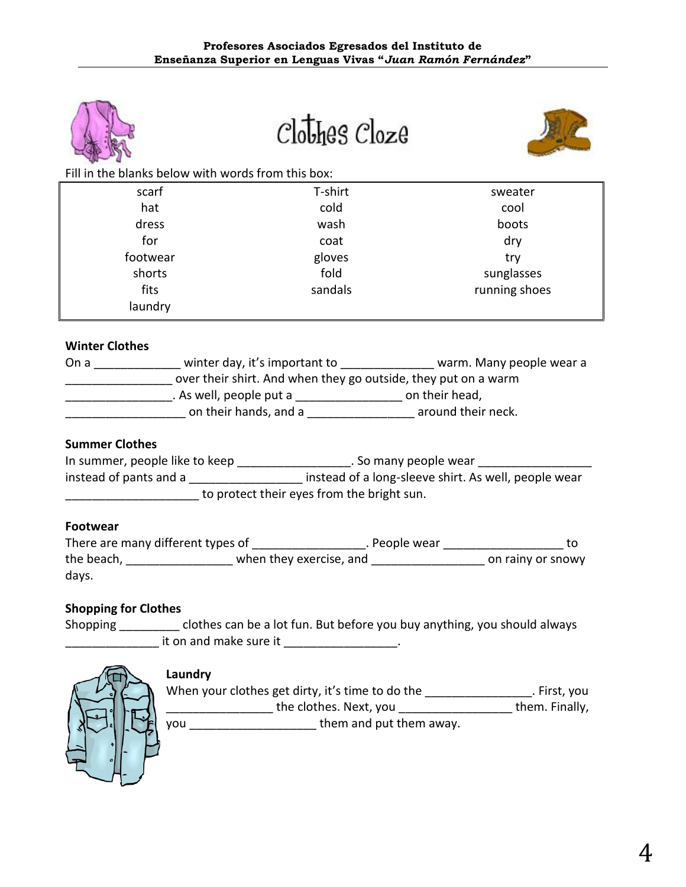# Clothes Cloze

Fill in the blanks below with words from this box:

| | | |
|---|---|---|
| scarf | T-shirt | sweater |
| hat | cold | cool |
| dress | wash | boots |
| for | coat | dry |
| footwear | gloves | try |
| shorts | fold | sunglasses |
| fits | sandals | running shoes |
| laundry | | |

**Winter Clothes**

On a _____________ winter day, it's important to _____________ warm. Many people wear a _______________ over their shirt. And when they go outside, they put on a warm _______________. As well, people put a _______________ on their head, _________________ on their hands, and a _______________ around their neck.

**Summer Clothes**

In summer, people like to keep ________________. So many people wear ________________ instead of pants and a ________________ instead of a long-sleeve shirt. As well, people wear ___________________ to protect their eyes from the bright sun.

**Footwear**

There are many different types of ________________. People wear _________________ to the beach, _______________ when they exercise, and ________________ on rainy or snowy days.

**Shopping for Clothes**

Shopping _________ clothes can be a lot fun. But before you buy anything, you should always ______________ it on and make sure it ________________.

**Laundry**

When your clothes get dirty, it's time to do the _______________. First, you _______________ the clothes. Next, you ________________ them. Finally, you _________________ them and put them away.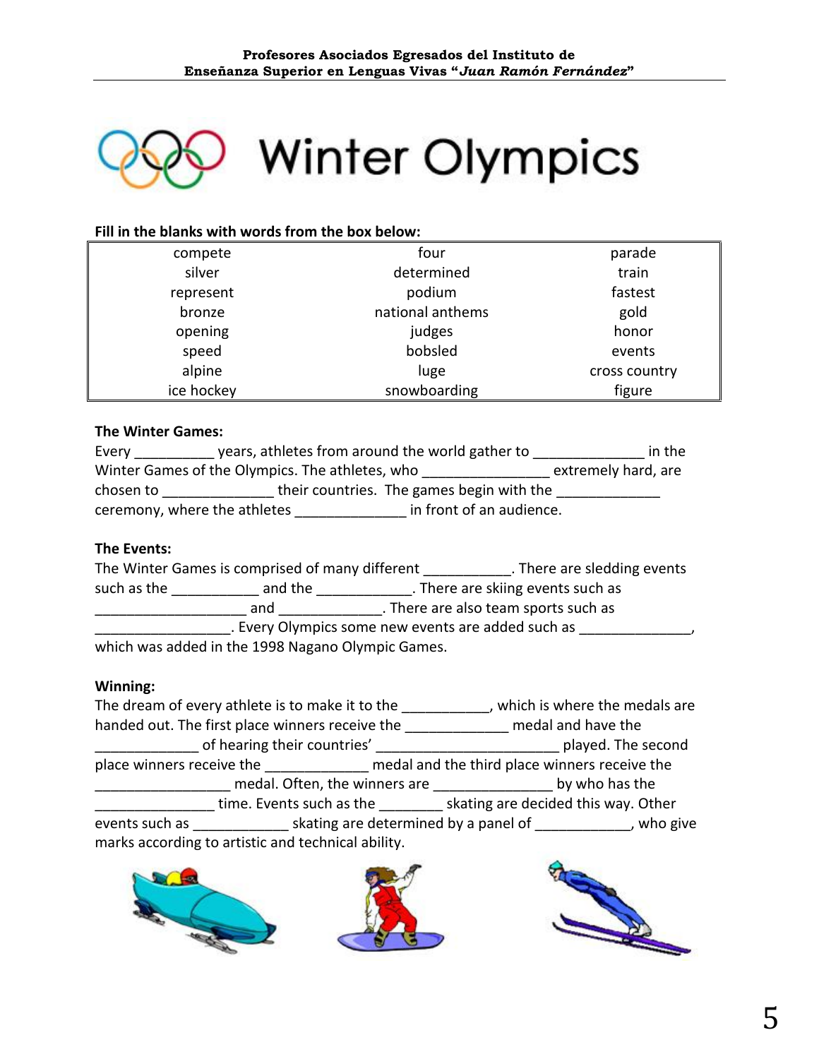# Winter Olympics

**Fill in the blanks with words from the box below:**

| | | |
|---|---|---|
| compete | four | parade |
| silver | determined | train |
| represent | podium | fastest |
| bronze | national anthems | gold |
| opening | judges | honor |
| speed | bobsled | events |
| alpine | luge | cross country |
| ice hockey | snowboarding | figure |

**The Winter Games:**

Every __________ years, athletes from around the world gather to ______________ in the Winter Games of the Olympics. The athletes, who ________________ extremely hard, are chosen to ______________ their countries. The games begin with the _____________ ceremony, where the athletes ______________ in front of an audience.

**The Events:**

The Winter Games is comprised of many different ___________. There are sledding events such as the ___________ and the ____________. There are skiing events such as ____________________ and _____________. There are also team sports such as _________________. Every Olympics some new events are added such as ______________, which was added in the 1998 Nagano Olympic Games.

**Winning:**

The dream of every athlete is to make it to the ___________, which is where the medals are handed out. The first place winners receive the _____________ medal and have the _____________ of hearing their countries' ________________________ played. The second place winners receive the _____________ medal and the third place winners receive the _________________ medal. Often, the winners are _______________ by who has the _______________ time. Events such as the ________ skating are decided this way. Other events such as ____________ skating are determined by a panel of ____________, who give marks according to artistic and technical ability.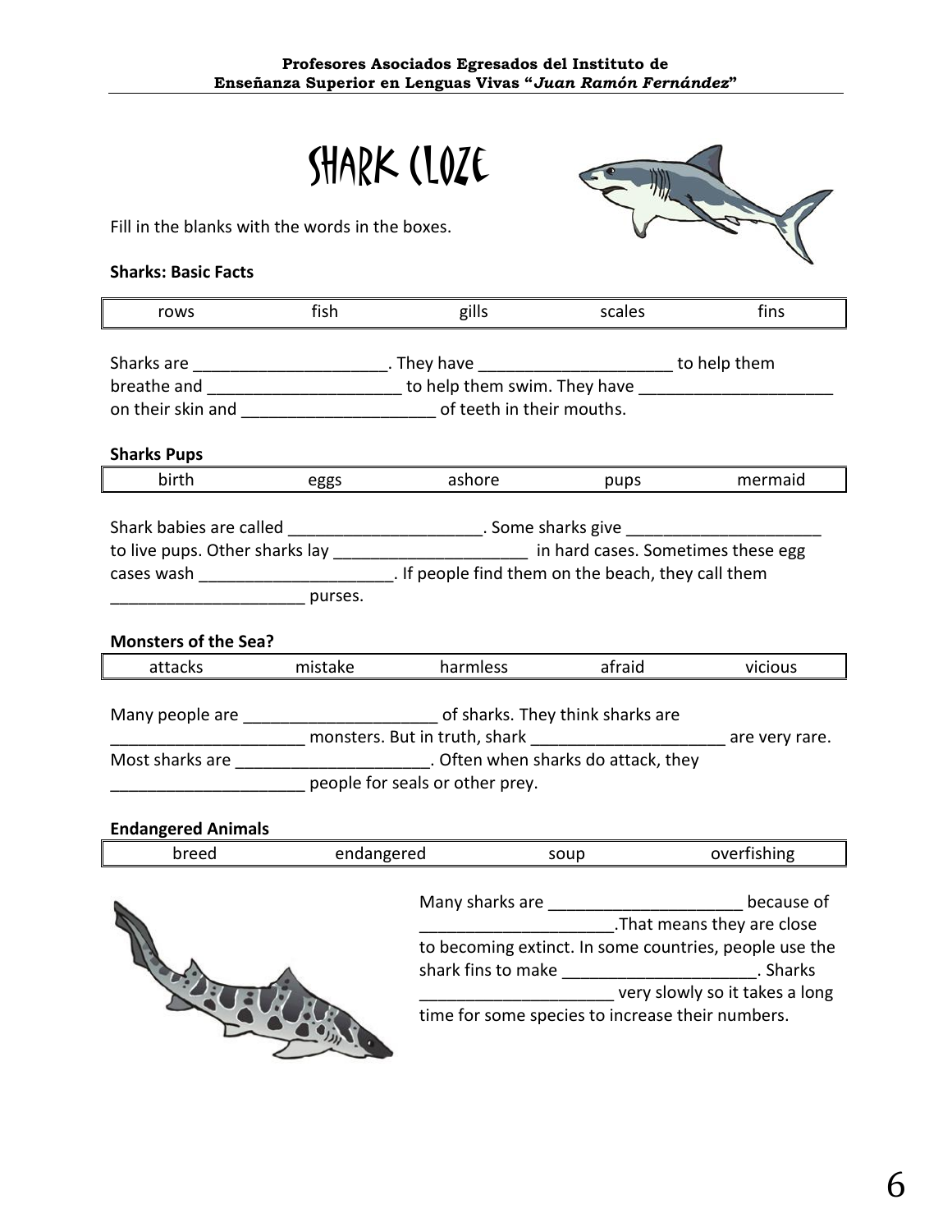# SHARK CLOZE

Fill in the blanks with the words in the boxes.

**Sharks: Basic Facts**

| rows | fish | gills | scales | fins |
|---|---|---|---|---|

Sharks are ____________________. They have ____________________ to help them breathe and ____________________ to help them swim. They have ____________________ on their skin and ____________________ of teeth in their mouths.

**Sharks Pups**

| birth | eggs | ashore | pups | mermaid |
|---|---|---|---|---|

Shark babies are called ____________________. Some sharks give ____________________ to live pups. Other sharks lay ____________________ in hard cases. Sometimes these egg cases wash ____________________. If people find them on the beach, they call them ____________________ purses.

**Monsters of the Sea?**

| attacks | mistake | harmless | afraid | vicious |
|---|---|---|---|---|

Many people are ____________________ of sharks. They think sharks are ____________________ monsters. But in truth, shark ____________________ are very rare. Most sharks are ____________________. Often when sharks do attack, they ____________________ people for seals or other prey.

**Endangered Animals**

| breed | endangered | soup | overfishing |
|---|---|---|---|

Many sharks are ____________________ because of ____________________.That means they are close to becoming extinct. In some countries, people use the shark fins to make ____________________. Sharks ____________________ very slowly so it takes a long time for some species to increase their numbers.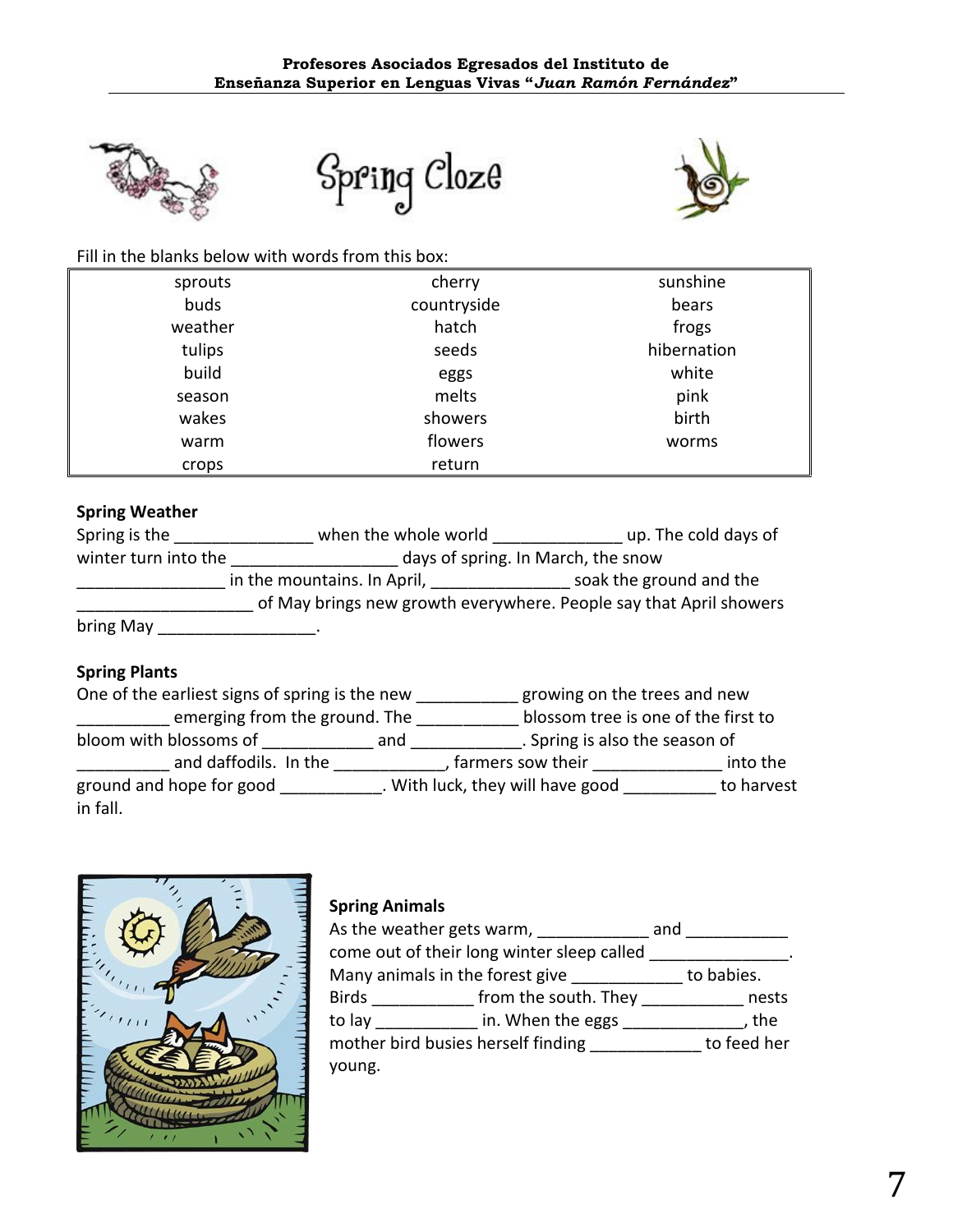# Spring Cloze

Fill in the blanks below with words from this box:

| | | |
|---|---|---|
| sprouts | cherry | sunshine |
| buds | countryside | bears |
| weather | hatch | frogs |
| tulips | seeds | hibernation |
| build | eggs | white |
| season | melts | pink |
| wakes | showers | birth |
| warm | flowers | worms |
| crops | return | |

**Spring Weather**

Spring is the _______________ when the whole world ______________ up. The cold days of winter turn into the __________________ days of spring. In March, the snow ________________ in the mountains. In April, _______________ soak the ground and the ___________________ of May brings new growth everywhere. People say that April showers bring May _________________.

**Spring Plants**

One of the earliest signs of spring is the new ___________ growing on the trees and new __________ emerging from the ground. The ___________ blossom tree is one of the first to bloom with blossoms of ____________ and ____________. Spring is also the season of __________ and daffodils. In the ____________, farmers sow their ______________ into the ground and hope for good ___________. With luck, they will have good __________ to harvest in fall.

**Spring Animals**

As the weather gets warm, ____________ and ___________ come out of their long winter sleep called _______________. Many animals in the forest give ____________ to babies. Birds ___________ from the south. They ___________ nests to lay ___________ in. When the eggs _____________, the mother bird busies herself finding ____________ to feed her young.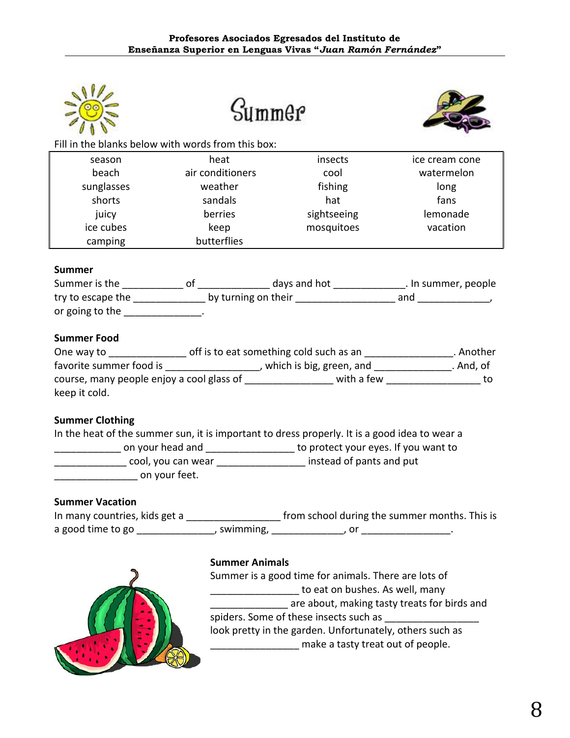# Summer

Fill in the blanks below with words from this box:

| | | | |
|---|---|---|---|
| season | heat | insects | ice cream cone |
| beach | air conditioners | cool | watermelon |
| sunglasses | weather | fishing | long |
| shorts | sandals | hat | fans |
| juicy | berries | sightseeing | lemonade |
| ice cubes | keep | mosquitoes | vacation |
| camping | butterflies | | |

**Summer**

Summer is the ___________ of ____________ days and hot ____________. In summer, people try to escape the _____________ by turning on their _________________ and _____________, or going to the ______________.

**Summer Food**

One way to ______________ off is to eat something cold such as an ________________. Another favorite summer food is ________________, which is big, green, and ______________. And, of course, many people enjoy a cool glass of ________________ with a few _________________ to keep it cold.

**Summer Clothing**

In the heat of the summer sun, it is important to dress properly. It is a good idea to wear a ____________ on your head and ________________ to protect your eyes. If you want to _____________ cool, you can wear ________________ instead of pants and put _______________ on your feet.

**Summer Vacation**

In many countries, kids get a ________________ from school during the summer months. This is a good time to go ______________, swimming, _____________, or ________________.

**Summer Animals**

Summer is a good time for animals. There are lots of ________________ to eat on bushes. As well, many ______________ are about, making tasty treats for birds and spiders. Some of these insects such as _________________ look pretty in the garden. Unfortunately, others such as ________________ make a tasty treat out of people.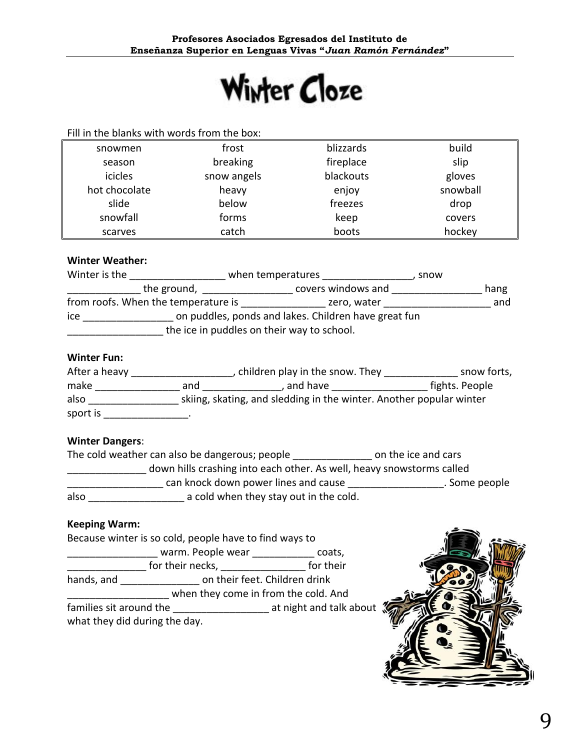# Winter Cloze

Fill in the blanks with words from the box:

| | | | |
|---|---|---|---|
| snowmen | frost | blizzards | build |
| season | breaking | fireplace | slip |
| icicles | snow angels | blackouts | gloves |
| hot chocolate | heavy | enjoy | snowball |
| slide | below | freezes | drop |
| snowfall | forms | keep | covers |
| scarves | catch | boots | hockey |

**Winter Weather:**

Winter is the ________________ when temperatures ________________, snow ____________ the ground, ________________ covers windows and ________________ hang from roofs. When the temperature is ______________ zero, water __________________ and ice ________________ on puddles, ponds and lakes. Children have great fun ________________ the ice in puddles on their way to school.

**Winter Fun:**

After a heavy _________________, children play in the snow. They _____________ snow forts, make _______________ and _____________, and have ________________ fights. People also ________________ skiing, skating, and sledding in the winter. Another popular winter sport is _______________.

**Winter Dangers**:

The cold weather can also be dangerous; people ______________ on the ice and cars ______________ down hills crashing into each other. As well, heavy snowstorms called ________________ can knock down power lines and cause ________________. Some people also ________________ a cold when they stay out in the cold.

**Keeping Warm:**

Because winter is so cold, people have to find ways to ________________ warm. People wear ___________ coats, ______________ for their necks, _______________ for their hands, and ______________ on their feet. Children drink __________________ when they come in from the cold. And families sit around the ________________ at night and talk about what they did during the day.